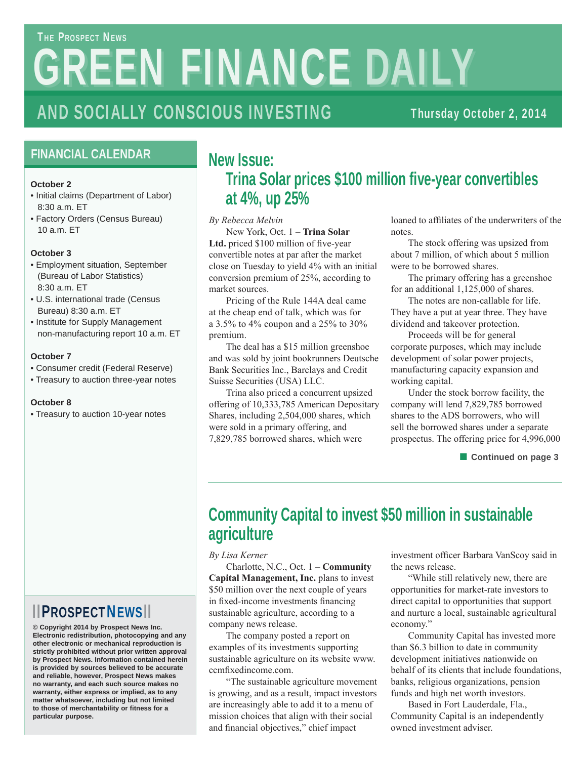# THE PROSPECT NEWS GREEN FINANCE DAILY

## AND SOCIALLY CONSCIOUS INVESTING

**Thursday October 2, 2014**

## FINANCIAL CALENDAR

**October 2**
- Initial claims (Department of Labor) 8:30 a.m. ET
- Factory Orders (Census Bureau) 10 a.m. ET

**October 3**
- Employment situation, September (Bureau of Labor Statistics) 8:30 a.m. ET
- U.S. international trade (Census Bureau) 8:30 a.m. ET
- Institute for Supply Management non-manufacturing report 10 a.m. ET

**October 7**
- Consumer credit (Federal Reserve)
- Treasury to auction three-year notes

**October 8**
- Treasury to auction 10-year notes

## New Issue: Trina Solar prices $100 million five-year convertibles at 4%, up 25%

*By Rebecca Melvin*

New York, Oct. 1 – **Trina Solar Ltd.** priced $100 million of five-year convertible notes at par after the market close on Tuesday to yield 4% with an initial conversion premium of 25%, according to market sources.

Pricing of the Rule 144A deal came at the cheap end of talk, which was for a 3.5% to 4% coupon and a 25% to 30% premium.

The deal has a $15 million greenshoe and was sold by joint bookrunners Deutsche Bank Securities Inc., Barclays and Credit Suisse Securities (USA) LLC.

Trina also priced a concurrent upsized offering of 10,333,785 American Depositary Shares, including 2,504,000 shares, which were sold in a primary offering, and 7,829,785 borrowed shares, which were loaned to affiliates of the underwriters of the notes.

The stock offering was upsized from about 7 million, of which about 5 million were to be borrowed shares.

The primary offering has a greenshoe for an additional 1,125,000 of shares.

The notes are non-callable for life. They have a put at year three. They have dividend and takeover protection.

Proceeds will be for general corporate purposes, which may include development of solar power projects, manufacturing capacity expansion and working capital.

Under the stock borrow facility, the company will lend 7,829,785 borrowed shares to the ADS borrowers, who will sell the borrowed shares under a separate prospectus. The offering price for 4,996,000

Continued on page 3

## Community Capital to invest $50 million in sustainable agriculture

*By Lisa Kerner*

Charlotte, N.C., Oct. 1 – **Community Capital Management, Inc.** plans to invest $50 million over the next couple of years in fixed-income investments financing sustainable agriculture, according to a company news release.

The company posted a report on examples of its investments supporting sustainable agriculture on its website www.ccmfixedincome.com.

“The sustainable agriculture movement is growing, and as a result, impact investors are increasingly able to add it to a menu of mission choices that align with their social and financial objectives,” chief impact investment officer Barbara VanScoy said in the news release.

“While still relatively new, there are opportunities for market-rate investors to direct capital to opportunities that support and nurture a local, sustainable agricultural economy.”

Community Capital has invested more than $6.3 billion to date in community development initiatives nationwide on behalf of its clients that include foundations, banks, religious organizations, pension funds and high net worth investors.

Based in Fort Lauderdale, Fla., Community Capital is an independently owned investment adviser.

**PROSPECT NEWS**

**© Copyright 2014 by Prospect News Inc. Electronic redistribution, photocopying and any other electronic or mechanical reproduction is strictly prohibited without prior written approval by Prospect News. Information contained herein is provided by sources believed to be accurate and reliable, however, Prospect News makes no warranty, and each such source makes no warranty, either express or implied, as to any matter whatsoever, including but not limited to those of merchantability or fitness for a particular purpose.**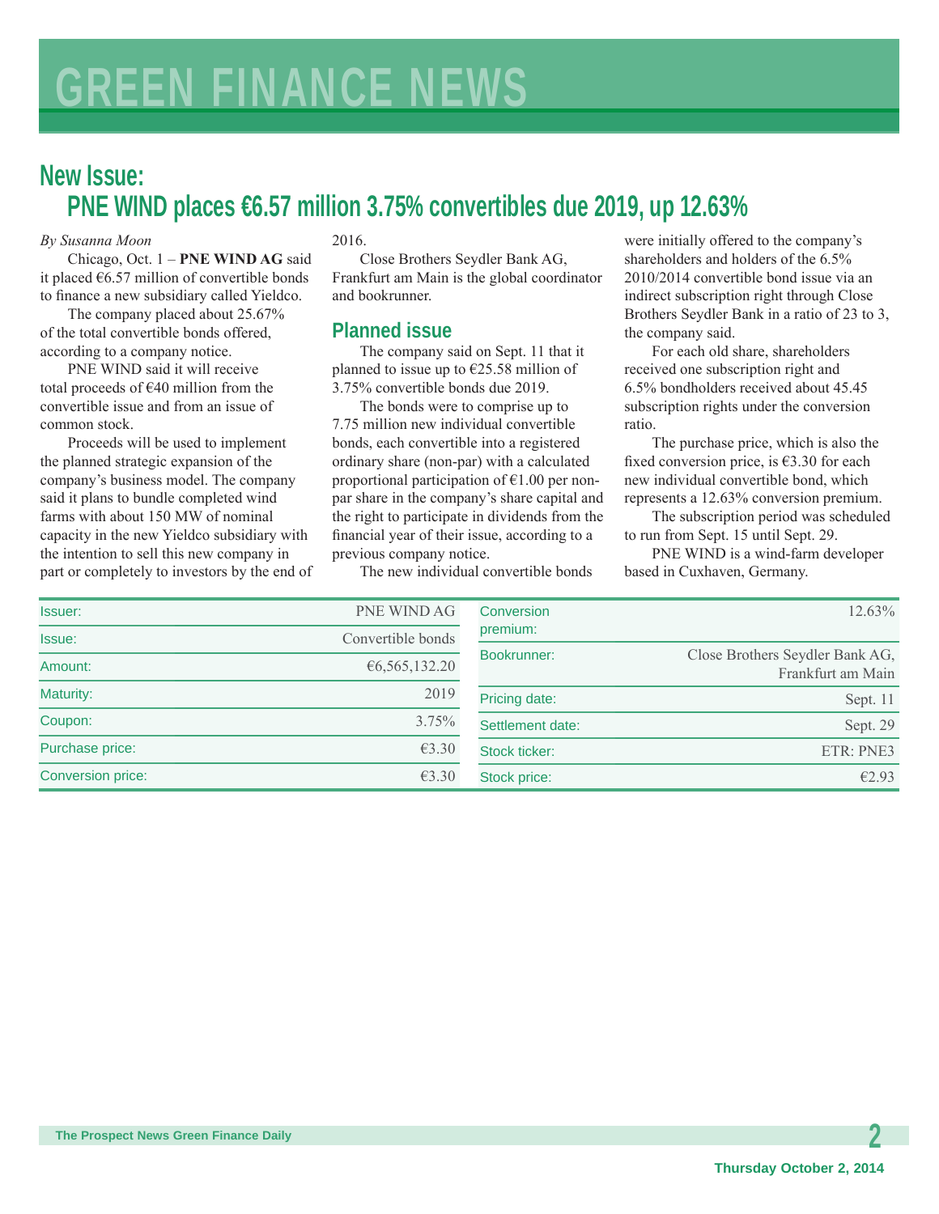## New Issue:

## PNE WIND places €6.57 million 3.75% convertibles due 2019, up 12.63%

*By Susanna Moon*

Chicago, Oct. 1 – **PNE WIND AG** said it placed €6.57 million of convertible bonds to finance a new subsidiary called Yieldco.

The company placed about 25.67% of the total convertible bonds offered, according to a company notice.

PNE WIND said it will receive total proceeds of €40 million from the convertible issue and from an issue of common stock.

Proceeds will be used to implement the planned strategic expansion of the company's business model. The company said it plans to bundle completed wind farms with about 150 MW of nominal capacity in the new Yieldco subsidiary with the intention to sell this new company in part or completely to investors by the end of 2016.

Close Brothers Seydler Bank AG, Frankfurt am Main is the global coordinator and bookrunner.

### Planned issue

The company said on Sept. 11 that it planned to issue up to €25.58 million of 3.75% convertible bonds due 2019.

The bonds were to comprise up to 7.75 million new individual convertible bonds, each convertible into a registered ordinary share (non-par) with a calculated proportional participation of €1.00 per non-par share in the company's share capital and the right to participate in dividends from the financial year of their issue, according to a previous company notice.

The new individual convertible bonds were initially offered to the company's shareholders and holders of the 6.5% 2010/2014 convertible bond issue via an indirect subscription right through Close Brothers Seydler Bank in a ratio of 23 to 3, the company said.

For each old share, shareholders received one subscription right and 6.5% bondholders received about 45.45 subscription rights under the conversion ratio.

The purchase price, which is also the fixed conversion price, is €3.30 for each new individual convertible bond, which represents a 12.63% conversion premium.

The subscription period was scheduled to run from Sept. 15 until Sept. 29.

PNE WIND is a wind-farm developer based in Cuxhaven, Germany.

| | |
|---|---|
| Issuer: | PNE WIND AG |
| Issue: | Convertible bonds |
| Amount: | €6,565,132.20 |
| Maturity: | 2019 |
| Coupon: | 3.75% |
| Purchase price: | €3.30 |
| Conversion price: | €3.30 |
| Conversion premium: | 12.63% |
| Bookrunner: | Close Brothers Seydler Bank AG, Frankfurt am Main |
| Pricing date: | Sept. 11 |
| Settlement date: | Sept. 29 |
| Stock ticker: | ETR: PNE3 |
| Stock price: | €2.93 |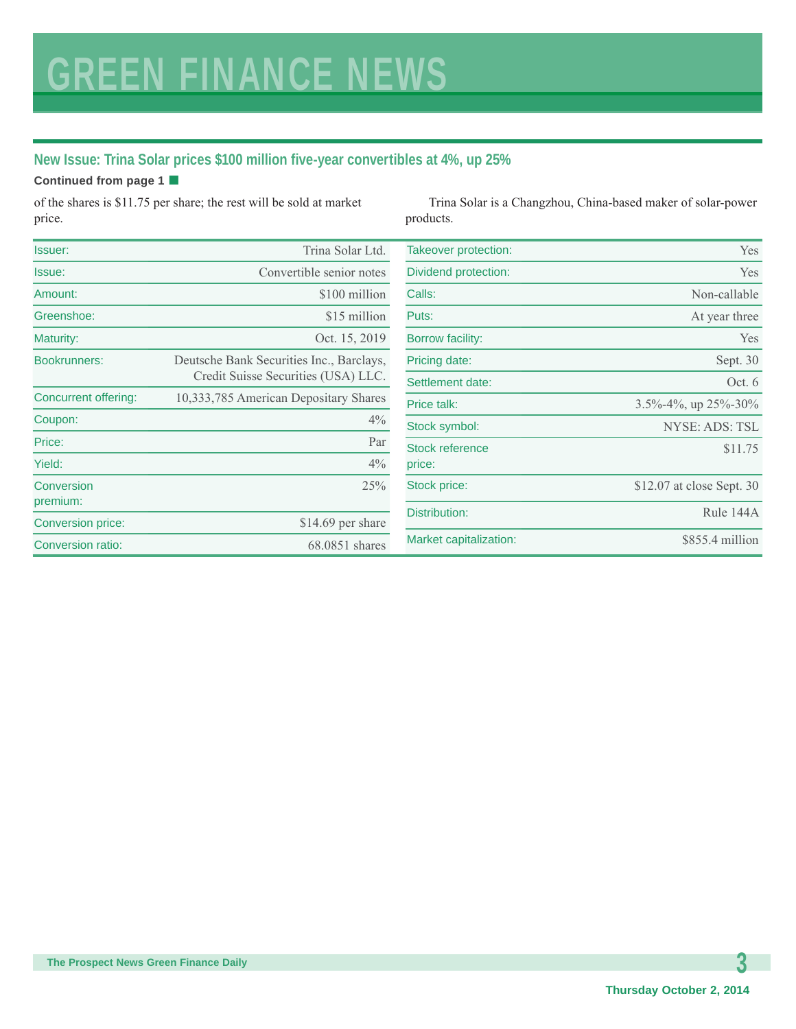## New Issue: Trina Solar prices $100 million five-year convertibles at 4%, up 25%

**Continued from page 1**

of the shares is $11.75 per share; the rest will be sold at market price.

Trina Solar is a Changzhou, China-based maker of solar-power products.

| | |
|---|---|
| Issuer: | Trina Solar Ltd. |
| Issue: | Convertible senior notes |
| Amount: | $100 million |
| Greenshoe: | $15 million |
| Maturity: | Oct. 15, 2019 |
| Bookrunners: | Deutsche Bank Securities Inc., Barclays, Credit Suisse Securities (USA) LLC. |
| Concurrent offering: | 10,333,785 American Depositary Shares |
| Coupon: | 4% |
| Price: | Par |
| Yield: | 4% |
| Conversion premium: | 25% |
| Conversion price: | $14.69 per share |
| Conversion ratio: | 68.0851 shares |
| Takeover protection: | Yes |
| Dividend protection: | Yes |
| Calls: | Non-callable |
| Puts: | At year three |
| Borrow facility: | Yes |
| Pricing date: | Sept. 30 |
| Settlement date: | Oct. 6 |
| Price talk: | 3.5%-4%, up 25%-30% |
| Stock symbol: | NYSE: ADS: TSL |
| Stock reference price: | $11.75 |
| Stock price: | $12.07 at close Sept. 30 |
| Distribution: | Rule 144A |
| Market capitalization: | $855.4 million |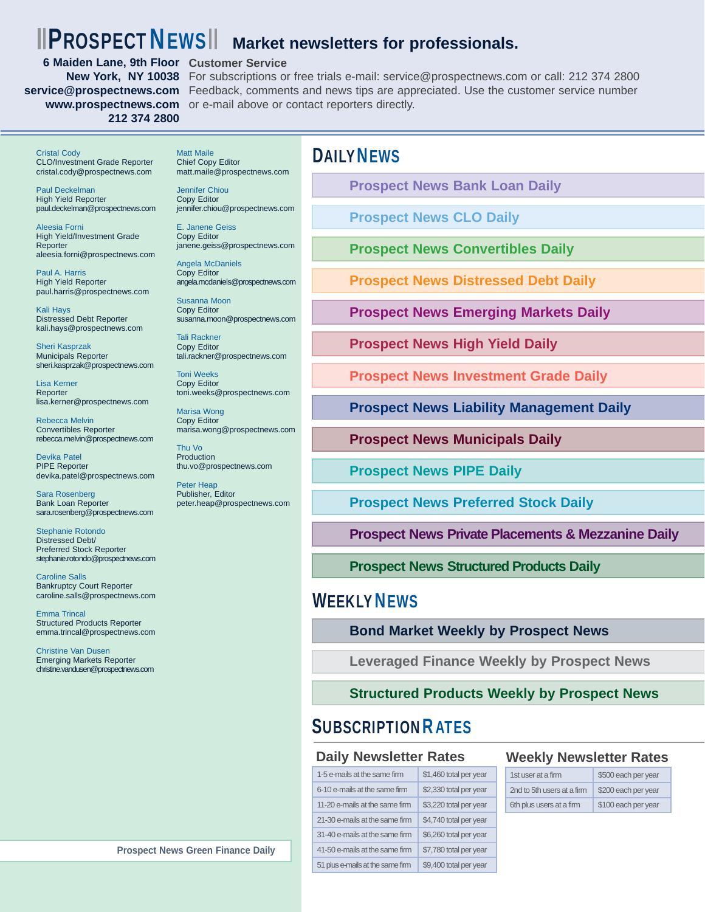# PROSPECT NEWS — Market newsletters for professionals.

6 Maiden Lane, 9th Floor
New York, NY 10038
service@prospectnews.com
www.prospectnews.com
212 374 2800

**Customer Service**
For subscriptions or free trials e-mail: service@prospectnews.com or call: 212 374 2800
Feedback, comments and news tips are appreciated. Use the customer service number or e-mail above or contact reporters directly.

Cristal Cody
CLO/Investment Grade Reporter
cristal.cody@prospectnews.com

Paul Deckelman
High Yield Reporter
paul.deckelman@prospectnews.com

Aleesia Forni
High Yield/Investment Grade Reporter
aleesia.forni@prospectnews.com

Paul A. Harris
High Yield Reporter
paul.harris@prospectnews.com

Kali Hays
Distressed Debt Reporter
kali.hays@prospectnews.com

Sheri Kasprzak
Municipals Reporter
sheri.kasprzak@prospectnews.com

Lisa Kerner
Reporter
lisa.kerner@prospectnews.com

Rebecca Melvin
Convertibles Reporter
rebecca.melvin@prospectnews.com

Devika Patel
PIPE Reporter
devika.patel@prospectnews.com

Sara Rosenberg
Bank Loan Reporter
sara.rosenberg@prospectnews.com

Stephanie Rotondo
Distressed Debt/ Preferred Stock Reporter
stephanie.rotondo@prospectnews.com

Caroline Salls
Bankruptcy Court Reporter
caroline.salls@prospectnews.com

Emma Trincal
Structured Products Reporter
emma.trincal@prospectnews.com

Christine Van Dusen
Emerging Markets Reporter
christine.vandusen@prospectnews.com

Matt Maile
Chief Copy Editor
matt.maile@prospectnews.com

Jennifer Chiou
Copy Editor
jennifer.chiou@prospectnews.com

E. Janene Geiss
Copy Editor
janene.geiss@prospectnews.com

Angela McDaniels
Copy Editor
angela.mcdaniels@prospectnews.com

Susanna Moon
Copy Editor
susanna.moon@prospectnews.com

Tali Rackner
Copy Editor
tali.rackner@prospectnews.com

Toni Weeks
Copy Editor
toni.weeks@prospectnews.com

Marisa Wong
Copy Editor
marisa.wong@prospectnews.com

Thu Vo
Production
thu.vo@prospectnews.com

Peter Heap
Publisher, Editor
peter.heap@prospectnews.com

Prospect News Green Finance Daily

## DAILY NEWS

- Prospect News Bank Loan Daily
- Prospect News CLO Daily
- Prospect News Convertibles Daily
- Prospect News Distressed Debt Daily
- Prospect News Emerging Markets Daily
- Prospect News High Yield Daily
- Prospect News Investment Grade Daily
- Prospect News Liability Management Daily
- Prospect News Municipals Daily
- Prospect News PIPE Daily
- Prospect News Preferred Stock Daily
- Prospect News Private Placements & Mezzanine Daily
- Prospect News Structured Products Daily

## WEEKLY NEWS

- Bond Market Weekly by Prospect News
- Leveraged Finance Weekly by Prospect News
- Structured Products Weekly by Prospect News

## SUBSCRIPTION RATES

### Daily Newsletter Rates

| | |
|---|---|
| 1-5 e-mails at the same firm | $1,460 total per year |
| 6-10 e-mails at the same firm | $2,330 total per year |
| 11-20 e-mails at the same firm | $3,220 total per year |
| 21-30 e-mails at the same firm | $4,740 total per year |
| 31-40 e-mails at the same firm | $6,260 total per year |
| 41-50 e-mails at the same firm | $7,780 total per year |
| 51 plus e-mails at the same firm | $9,400 total per year |

### Weekly Newsletter Rates

| | |
|---|---|
| 1st user at a firm | $500 each per year |
| 2nd to 5th users at a firm | $200 each per year |
| 6th plus users at a firm | $100 each per year |